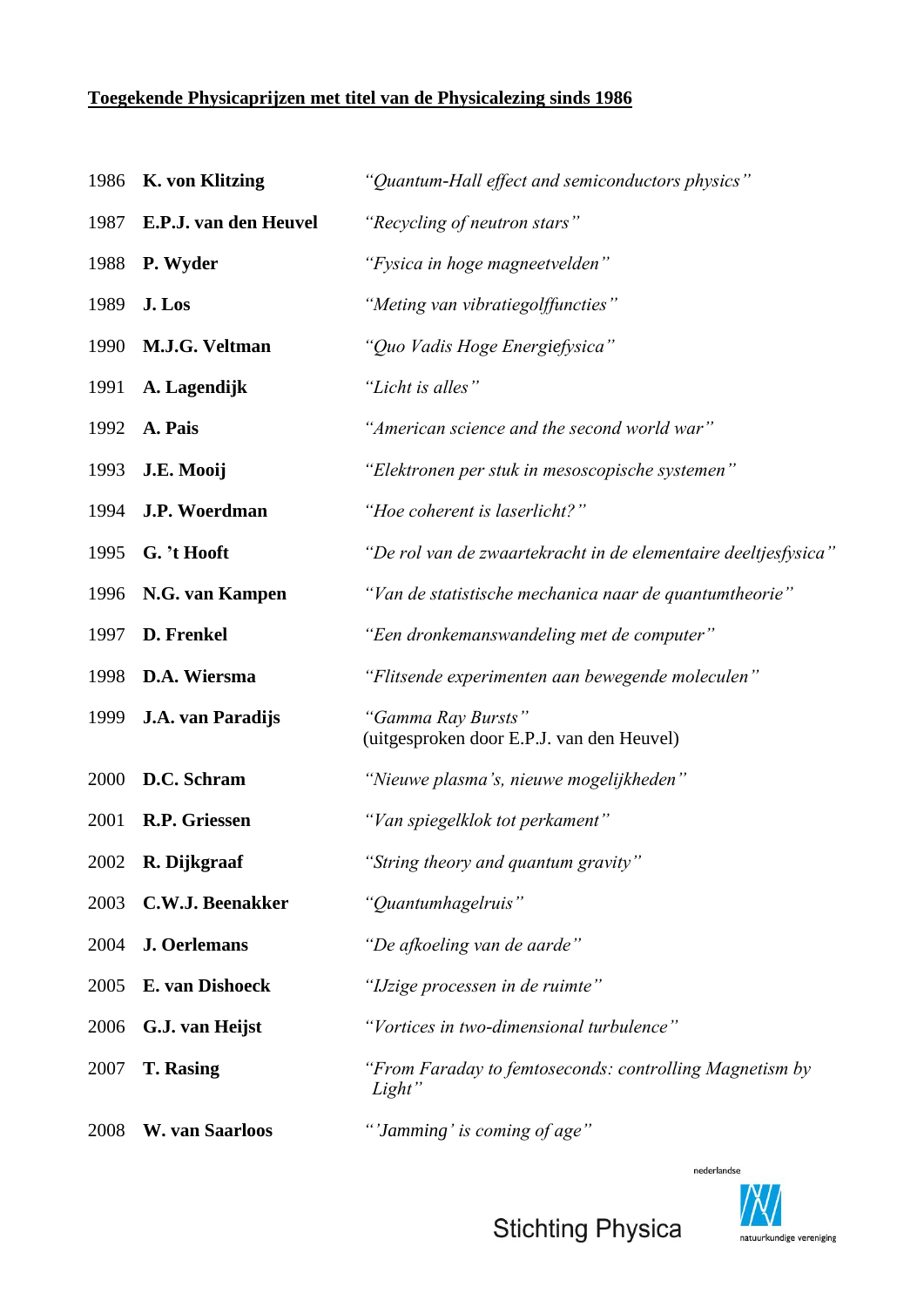**<u>Toegekende Physicaprijzen met titel van de Physicalezing sinds 1986</u>**

| | | |
|---|---|---|
| 1986 | **K. von Klitzing** | *"Quantum-Hall effect and semiconductors physics"* |
| 1987 | **E.P.J. van den Heuvel** | *"Recycling of neutron stars"* |
| 1988 | **P. Wyder** | *"Fysica in hoge magneetvelden"* |
| 1989 | **J. Los** | *"Meting van vibratiegolffuncties"* |
| 1990 | **M.J.G. Veltman** | *"Quo Vadis Hoge Energiefysica"* |
| 1991 | **A. Lagendijk** | *"Licht is alles"* |
| 1992 | **A. Pais** | *"American science and the second world war"* |
| 1993 | **J.E. Mooij** | *"Elektronen per stuk in mesoscopische systemen"* |
| 1994 | **J.P. Woerdman** | *"Hoe coherent is laserlicht?"* |
| 1995 | **G. 't Hooft** | *"De rol van de zwaartekracht in de elementaire deeltjesfysica"* |
| 1996 | **N.G. van Kampen** | *"Van de statistische mechanica naar de quantumtheorie"* |
| 1997 | **D. Frenkel** | *"Een dronkemanswandeling met de computer"* |
| 1998 | **D.A. Wiersma** | *"Flitsende experimenten aan bewegende moleculen"* |
| 1999 | **J.A. van Paradijs** | *"Gamma Ray Bursts"* (uitgesproken door E.P.J. van den Heuvel) |
| 2000 | **D.C. Schram** | *"Nieuwe plasma's, nieuwe mogelijkheden"* |
| 2001 | **R.P. Griessen** | *"Van spiegelklok tot perkament"* |
| 2002 | **R. Dijkgraaf** | *"String theory and quantum gravity"* |
| 2003 | **C.W.J. Beenakker** | *"Quantumhagelruis"* |
| 2004 | **J. Oerlemans** | *"De afkoeling van de aarde"* |
| 2005 | **E. van Dishoeck** | *"IJzige processen in de ruimte"* |
| 2006 | **G.J. van Heijst** | *"Vortices in two-dimensional turbulence"* |
| 2007 | **T. Rasing** | *"From Faraday to femtoseconds: controlling Magnetism by Light"* |
| 2008 | **W. van Saarloos** | *"'Jamming' is coming of age"* |

Stichting Physica

nederlandse natuurkundige vereniging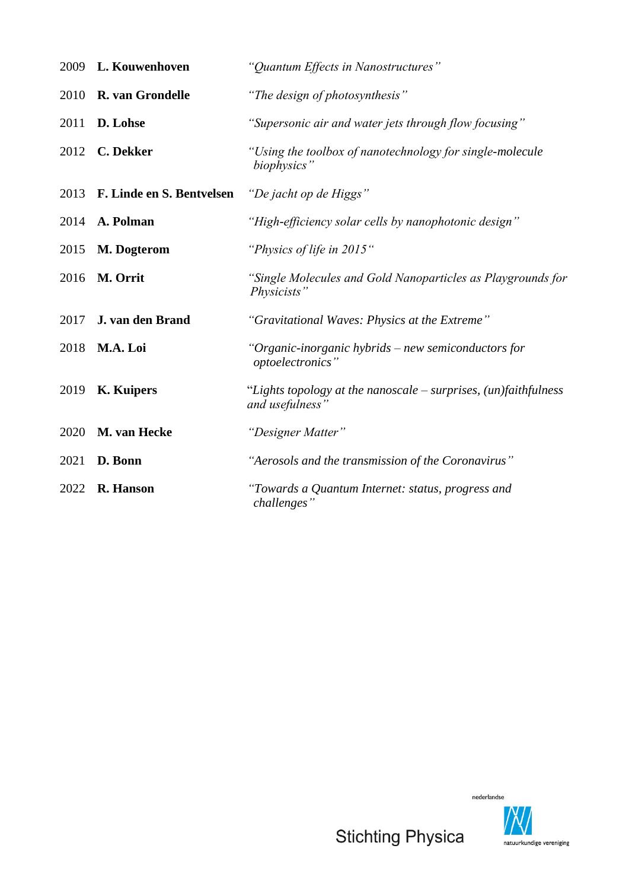| | | |
|---|---|---|
| 2009 | **L. Kouwenhoven** | *"Quantum Effects in Nanostructures"* |
| 2010 | **R. van Grondelle** | *"The design of photosynthesis"* |
| 2011 | **D. Lohse** | *"Supersonic air and water jets through flow focusing"* |
| 2012 | **C. Dekker** | *"Using the toolbox of nanotechnology for single-molecule biophysics"* |
| 2013 | **F. Linde en S. Bentvelsen** | *"De jacht op de Higgs"* |
| 2014 | **A. Polman** | *"High-efficiency solar cells by nanophotonic design"* |
| 2015 | **M. Dogterom** | *"Physics of life in 2015"* |
| 2016 | **M. Orrit** | *"Single Molecules and Gold Nanoparticles as Playgrounds for Physicists"* |
| 2017 | **J. van den Brand** | *"Gravitational Waves: Physics at the Extreme"* |
| 2018 | **M.A. Loi** | *"Organic-inorganic hybrids – new semiconductors for optoelectronics"* |
| 2019 | **K. Kuipers** | "*Lights topology at the nanoscale – surprises, (un)faithfulness and usefulness"* |
| 2020 | **M. van Hecke** | *"Designer Matter"* |
| 2021 | **D. Bonn** | *"Aerosols and the transmission of the Coronavirus"* |
| 2022 | **R. Hanson** | *"Towards a Quantum Internet: status, progress and challenges"* |

Stichting Physica

nederlandse natuurkundige vereniging